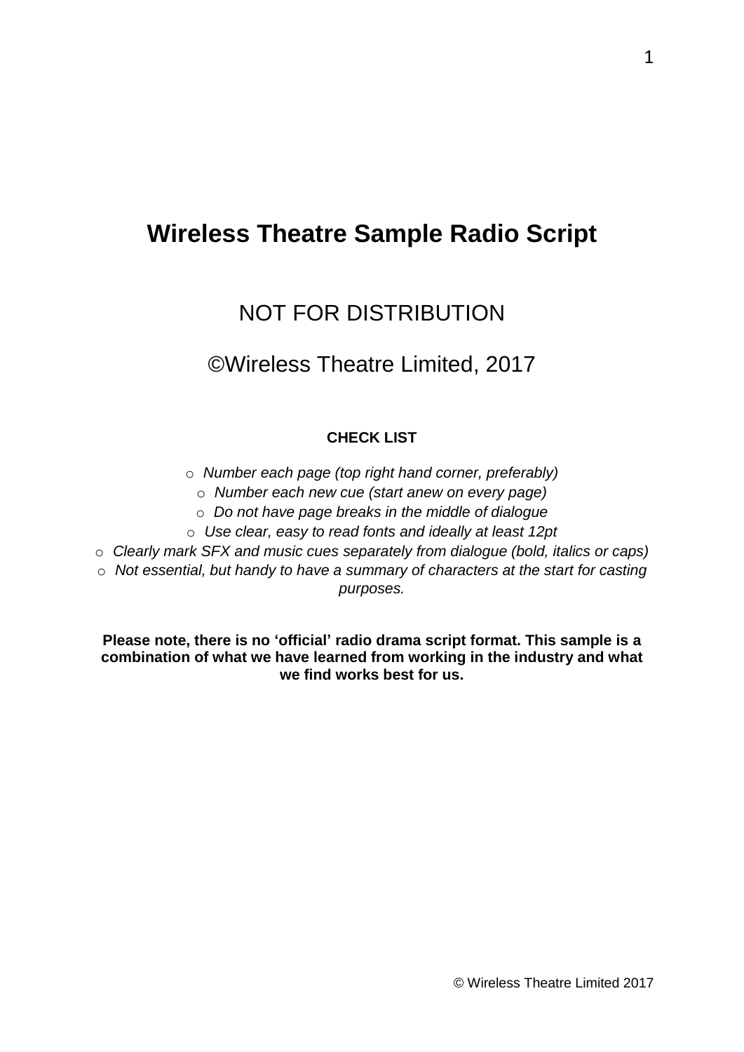# Wireless Theatre Sample Radio Script

NOT FOR DISTRIBUTION

©Wireless Theatre Limited, 2017

**CHECK LIST**

- *Number each page (top right hand corner, preferably)*
- *Number each new cue (start anew on every page)*
- *Do not have page breaks in the middle of dialogue*
- *Use clear, easy to read fonts and ideally at least 12pt*
- *Clearly mark SFX and music cues separately from dialogue (bold, italics or caps)*
- *Not essential, but handy to have a summary of characters at the start for casting purposes.*

**Please note, there is no 'official' radio drama script format. This sample is a combination of what we have learned from working in the industry and what we find works best for us.**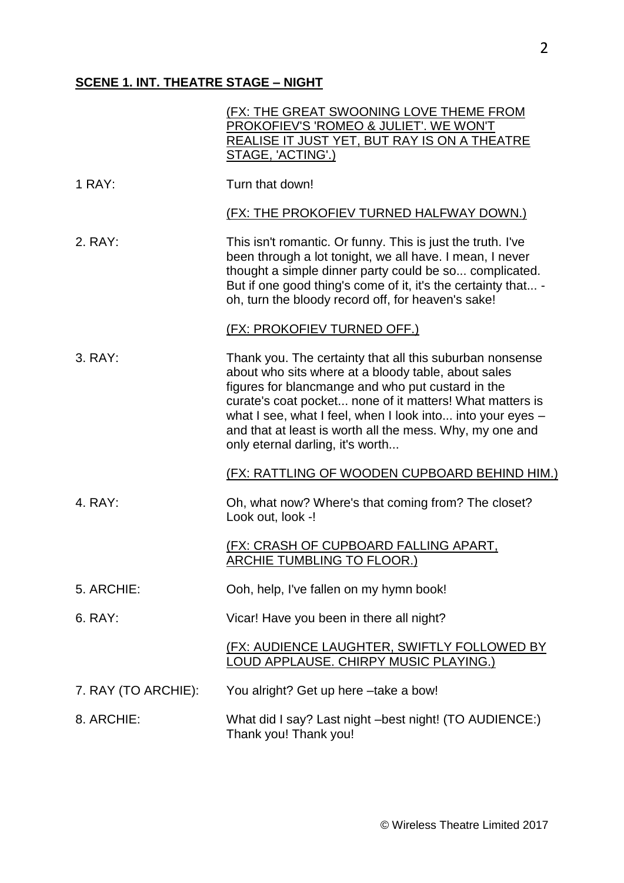**SCENE 1. INT. THEATRE STAGE – NIGHT**

(FX: THE GREAT SWOONING LOVE THEME FROM PROKOFIEV'S 'ROMEO & JULIET'. WE WON'T REALISE IT JUST YET, BUT RAY IS ON A THEATRE STAGE, 'ACTING'.)

1 RAY: Turn that down!

(FX: THE PROKOFIEV TURNED HALFWAY DOWN.)

2. RAY: This isn't romantic. Or funny. This is just the truth. I've been through a lot tonight, we all have. I mean, I never thought a simple dinner party could be so... complicated. But if one good thing's come of it, it's the certainty that... - oh, turn the bloody record off, for heaven's sake!

(FX: PROKOFIEV TURNED OFF.)

3. RAY: Thank you. The certainty that all this suburban nonsense about who sits where at a bloody table, about sales figures for blancmange and who put custard in the curate's coat pocket... none of it matters! What matters is what I see, what I feel, when I look into... into your eyes – and that at least is worth all the mess. Why, my one and only eternal darling, it's worth...

(FX: RATTLING OF WOODEN CUPBOARD BEHIND HIM.)

4. RAY: Oh, what now? Where's that coming from? The closet? Look out, look -!

(FX: CRASH OF CUPBOARD FALLING APART, ARCHIE TUMBLING TO FLOOR.)

5. ARCHIE: Ooh, help, I've fallen on my hymn book!

6. RAY: Vicar! Have you been in there all night?

(FX: AUDIENCE LAUGHTER, SWIFTLY FOLLOWED BY LOUD APPLAUSE. CHIRPY MUSIC PLAYING.)

7. RAY (TO ARCHIE): You alright? Get up here –take a bow!

8. ARCHIE: What did I say? Last night –best night! (TO AUDIENCE:) Thank you! Thank you!

© Wireless Theatre Limited 2017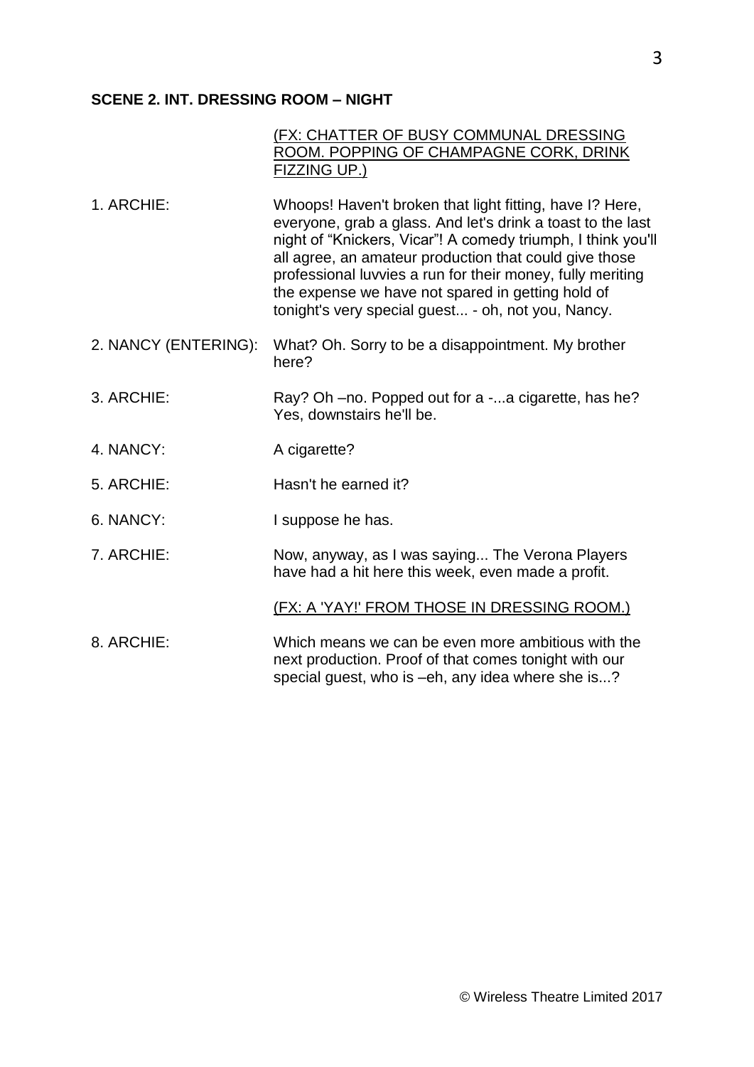**SCENE 2. INT. DRESSING ROOM – NIGHT**

(FX: CHATTER OF BUSY COMMUNAL DRESSING ROOM. POPPING OF CHAMPAGNE CORK, DRINK FIZZING UP.)

1. ARCHIE: Whoops! Haven't broken that light fitting, have I? Here, everyone, grab a glass. And let's drink a toast to the last night of "Knickers, Vicar"! A comedy triumph, I think you'll all agree, an amateur production that could give those professional luvvies a run for their money, fully meriting the expense we have not spared in getting hold of tonight's very special guest... - oh, not you, Nancy.

2. NANCY (ENTERING): What? Oh. Sorry to be a disappointment. My brother here?

3. ARCHIE: Ray? Oh –no. Popped out for a -...a cigarette, has he? Yes, downstairs he'll be.

4. NANCY: A cigarette?

5. ARCHIE: Hasn't he earned it?

6. NANCY: I suppose he has.

7. ARCHIE: Now, anyway, as I was saying... The Verona Players have had a hit here this week, even made a profit.

(FX: A 'YAY!' FROM THOSE IN DRESSING ROOM.)

8. ARCHIE: Which means we can be even more ambitious with the next production. Proof of that comes tonight with our special guest, who is –eh, any idea where she is...?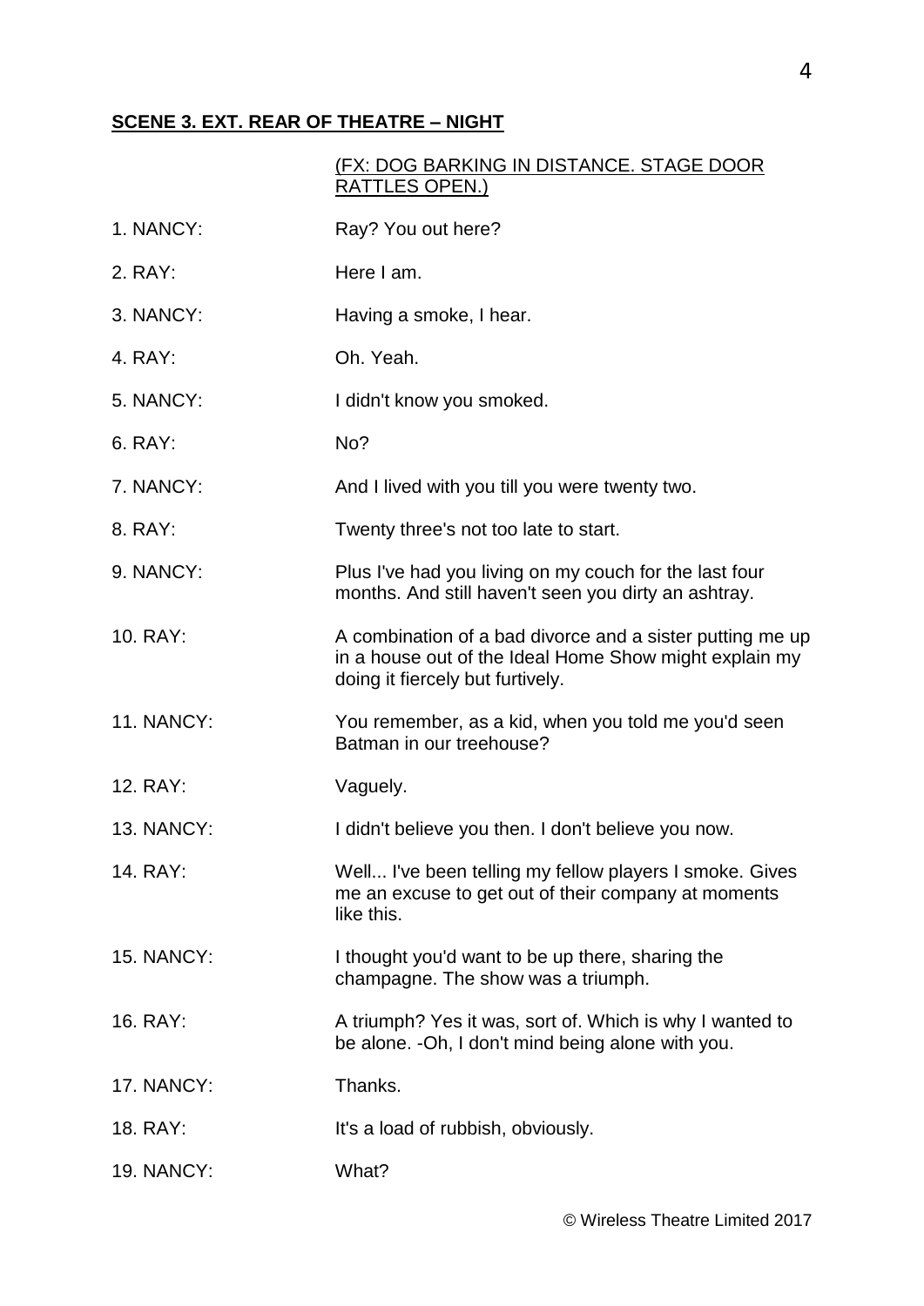## **SCENE 3. EXT. REAR OF THEATRE – NIGHT**

(FX: DOG BARKING IN DISTANCE. STAGE DOOR RATTLES OPEN.)

| | |
|---|---|
| 1. NANCY: | Ray? You out here? |
| 2. RAY: | Here I am. |
| 3. NANCY: | Having a smoke, I hear. |
| 4. RAY: | Oh. Yeah. |
| 5. NANCY: | I didn't know you smoked. |
| 6. RAY: | No? |
| 7. NANCY: | And I lived with you till you were twenty two. |
| 8. RAY: | Twenty three's not too late to start. |
| 9. NANCY: | Plus I've had you living on my couch for the last four months. And still haven't seen you dirty an ashtray. |
| 10. RAY: | A combination of a bad divorce and a sister putting me up in a house out of the Ideal Home Show might explain my doing it fiercely but furtively. |
| 11. NANCY: | You remember, as a kid, when you told me you'd seen Batman in our treehouse? |
| 12. RAY: | Vaguely. |
| 13. NANCY: | I didn't believe you then. I don't believe you now. |
| 14. RAY: | Well... I've been telling my fellow players I smoke. Gives me an excuse to get out of their company at moments like this. |
| 15. NANCY: | I thought you'd want to be up there, sharing the champagne. The show was a triumph. |
| 16. RAY: | A triumph? Yes it was, sort of. Which is why I wanted to be alone. -Oh, I don't mind being alone with you. |
| 17. NANCY: | Thanks. |
| 18. RAY: | It's a load of rubbish, obviously. |
| 19. NANCY: | What? |

© Wireless Theatre Limited 2017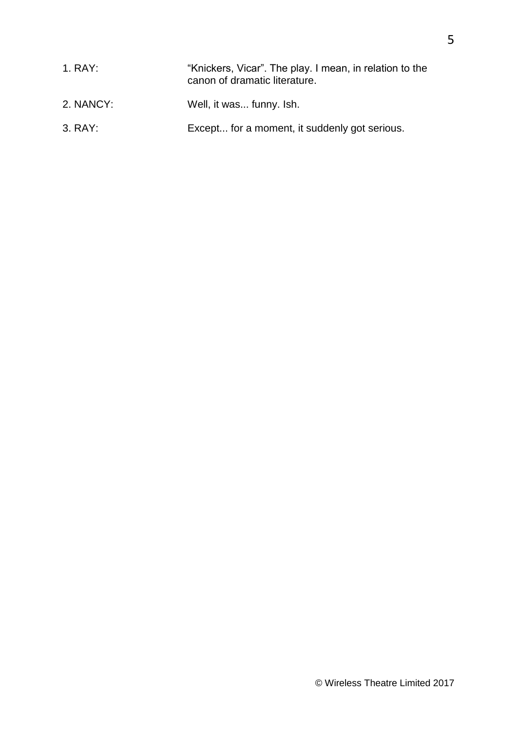1. RAY: "Knickers, Vicar". The play. I mean, in relation to the canon of dramatic literature.

2. NANCY: Well, it was... funny. Ish.

3. RAY: Except... for a moment, it suddenly got serious.

© Wireless Theatre Limited 2017